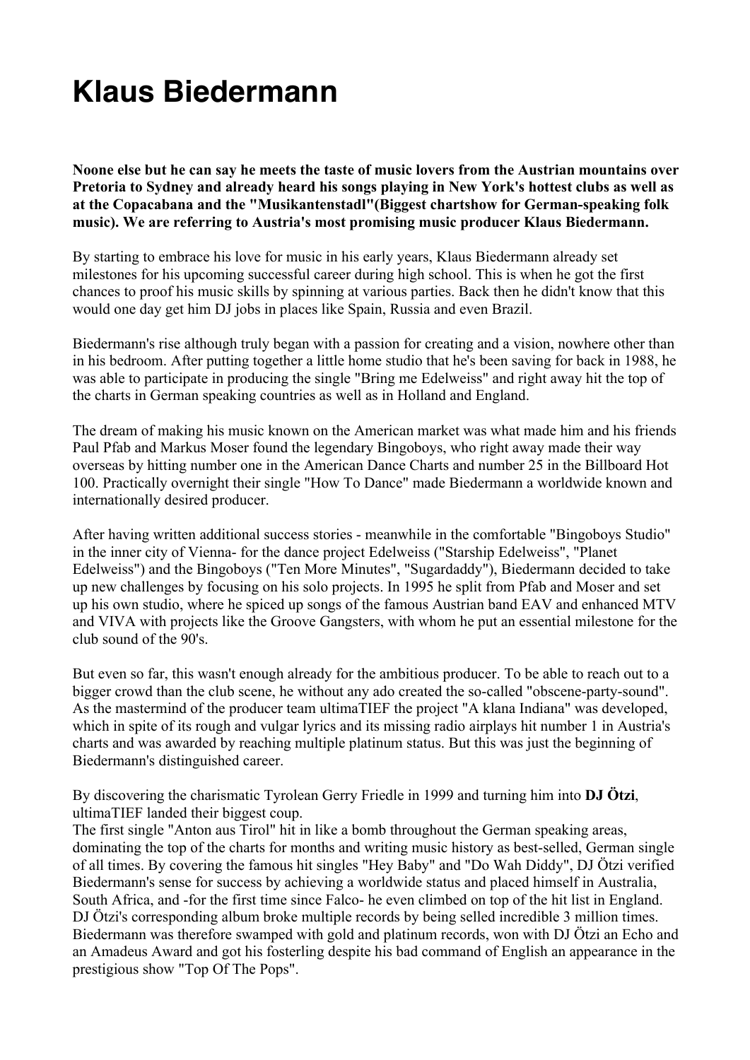# Klaus Biedermann

**Noone else but he can say he meets the taste of music lovers from the Austrian mountains over Pretoria to Sydney and already heard his songs playing in New York's hottest clubs as well as at the Copacabana and the "Musikantenstadl"(Biggest chartshow for German-speaking folk music). We are referring to Austria's most promising music producer Klaus Biedermann.**

By starting to embrace his love for music in his early years, Klaus Biedermann already set milestones for his upcoming successful career during high school. This is when he got the first chances to proof his music skills by spinning at various parties. Back then he didn't know that this would one day get him DJ jobs in places like Spain, Russia and even Brazil.

Biedermann's rise although truly began with a passion for creating and a vision, nowhere other than in his bedroom. After putting together a little home studio that he's been saving for back in 1988, he was able to participate in producing the single "Bring me Edelweiss" and right away hit the top of the charts in German speaking countries as well as in Holland and England.

The dream of making his music known on the American market was what made him and his friends Paul Pfab and Markus Moser found the legendary Bingoboys, who right away made their way overseas by hitting number one in the American Dance Charts and number 25 in the Billboard Hot 100. Practically overnight their single "How To Dance" made Biedermann a worldwide known and internationally desired producer.

After having written additional success stories - meanwhile in the comfortable "Bingoboys Studio" in the inner city of Vienna- for the dance project Edelweiss ("Starship Edelweiss", "Planet Edelweiss") and the Bingoboys ("Ten More Minutes", "Sugardaddy"), Biedermann decided to take up new challenges by focusing on his solo projects. In 1995 he split from Pfab and Moser and set up his own studio, where he spiced up songs of the famous Austrian band EAV and enhanced MTV and VIVA with projects like the Groove Gangsters, with whom he put an essential milestone for the club sound of the 90's.

But even so far, this wasn't enough already for the ambitious producer. To be able to reach out to a bigger crowd than the club scene, he without any ado created the so-called "obscene-party-sound". As the mastermind of the producer team ultimaTIEF the project "A klana Indiana" was developed, which in spite of its rough and vulgar lyrics and its missing radio airplays hit number 1 in Austria's charts and was awarded by reaching multiple platinum status. But this was just the beginning of Biedermann's distinguished career.

By discovering the charismatic Tyrolean Gerry Friedle in 1999 and turning him into **DJ Ötzi**, ultimaTIEF landed their biggest coup.
The first single "Anton aus Tirol" hit in like a bomb throughout the German speaking areas, dominating the top of the charts for months and writing music history as best-selled, German single of all times. By covering the famous hit singles "Hey Baby" and "Do Wah Diddy", DJ Ötzi verified Biedermann's sense for success by achieving a worldwide status and placed himself in Australia, South Africa, and -for the first time since Falco- he even climbed on top of the hit list in England. DJ Ötzi's corresponding album broke multiple records by being selled incredible 3 million times. Biedermann was therefore swamped with gold and platinum records, won with DJ Ötzi an Echo and an Amadeus Award and got his fosterling despite his bad command of English an appearance in the prestigious show "Top Of The Pops".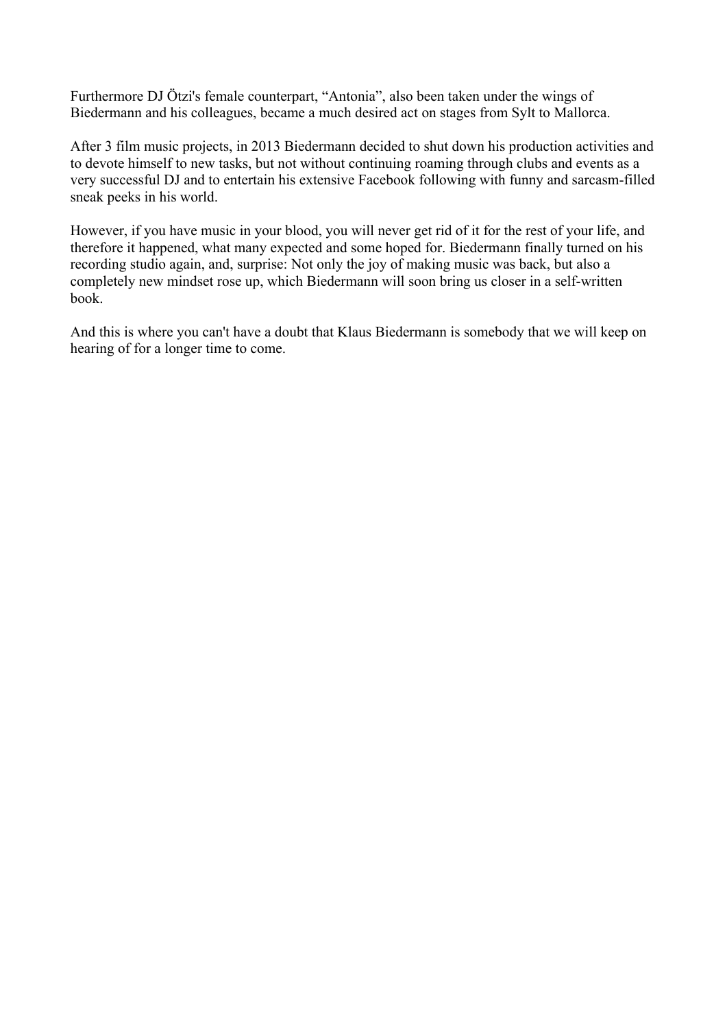Furthermore DJ Ötzi's female counterpart, “Antonia”, also been taken under the wings of Biedermann and his colleagues, became a much desired act on stages from Sylt to Mallorca.

After 3 film music projects, in 2013 Biedermann decided to shut down his production activities and to devote himself to new tasks, but not without continuing roaming through clubs and events as a very successful DJ and to entertain his extensive Facebook following with funny and sarcasm-filled sneak peeks in his world.

However, if you have music in your blood, you will never get rid of it for the rest of your life, and therefore it happened, what many expected and some hoped for. Biedermann finally turned on his recording studio again, and, surprise: Not only the joy of making music was back, but also a completely new mindset rose up, which Biedermann will soon bring us closer in a self-written book.

And this is where you can't have a doubt that Klaus Biedermann is somebody that we will keep on hearing of for a longer time to come.